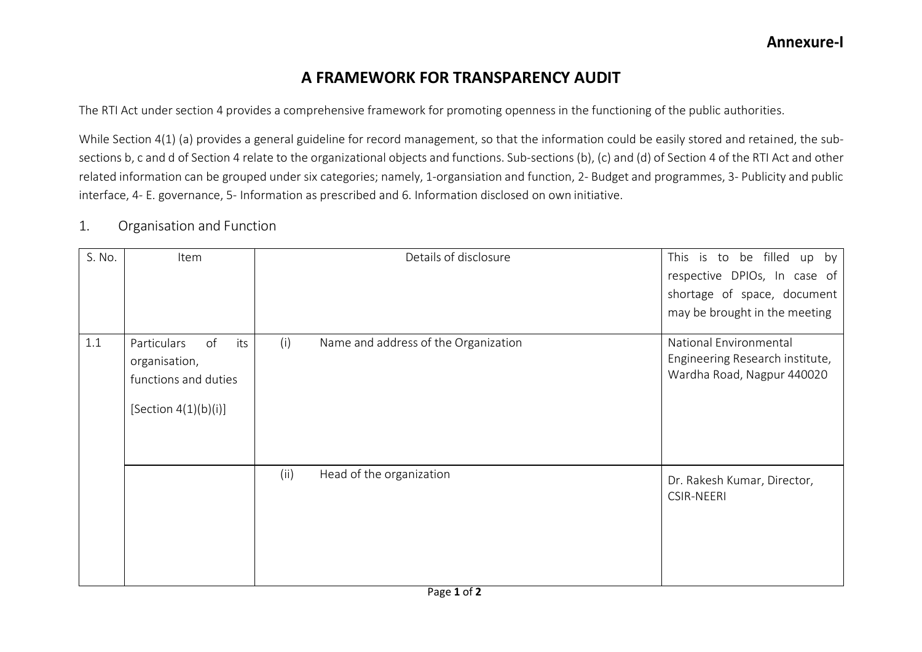**Annexure-I**

# A FRAMEWORK FOR TRANSPARENCY AUDIT

The RTI Act under section 4 provides a comprehensive framework for promoting openness in the functioning of the public authorities.

While Section 4(1) (a) provides a general guideline for record management, so that the information could be easily stored and retained, the sub-sections b, c and d of Section 4 relate to the organizational objects and functions. Sub-sections (b), (c) and (d) of Section 4 of the RTI Act and other related information can be grouped under six categories; namely, 1-organsiation and function, 2- Budget and programmes, 3- Publicity and public interface, 4- E. governance, 5- Information as prescribed and 6. Information disclosed on own initiative.

## 1. Organisation and Function

| S. No. | Item | Details of disclosure | This is to be filled up by respective DPIOs, In case of shortage of space, document may be brought in the meeting |
|---|---|---|---|
| 1.1 | Particulars of its organisation, functions and duties [Section 4(1)(b)(i)] | (i) Name and address of the Organization | National Environmental Engineering Research institute, Wardha Road, Nagpur 440020 |
| | | (ii) Head of the organization | Dr. Rakesh Kumar, Director, CSIR-NEERI |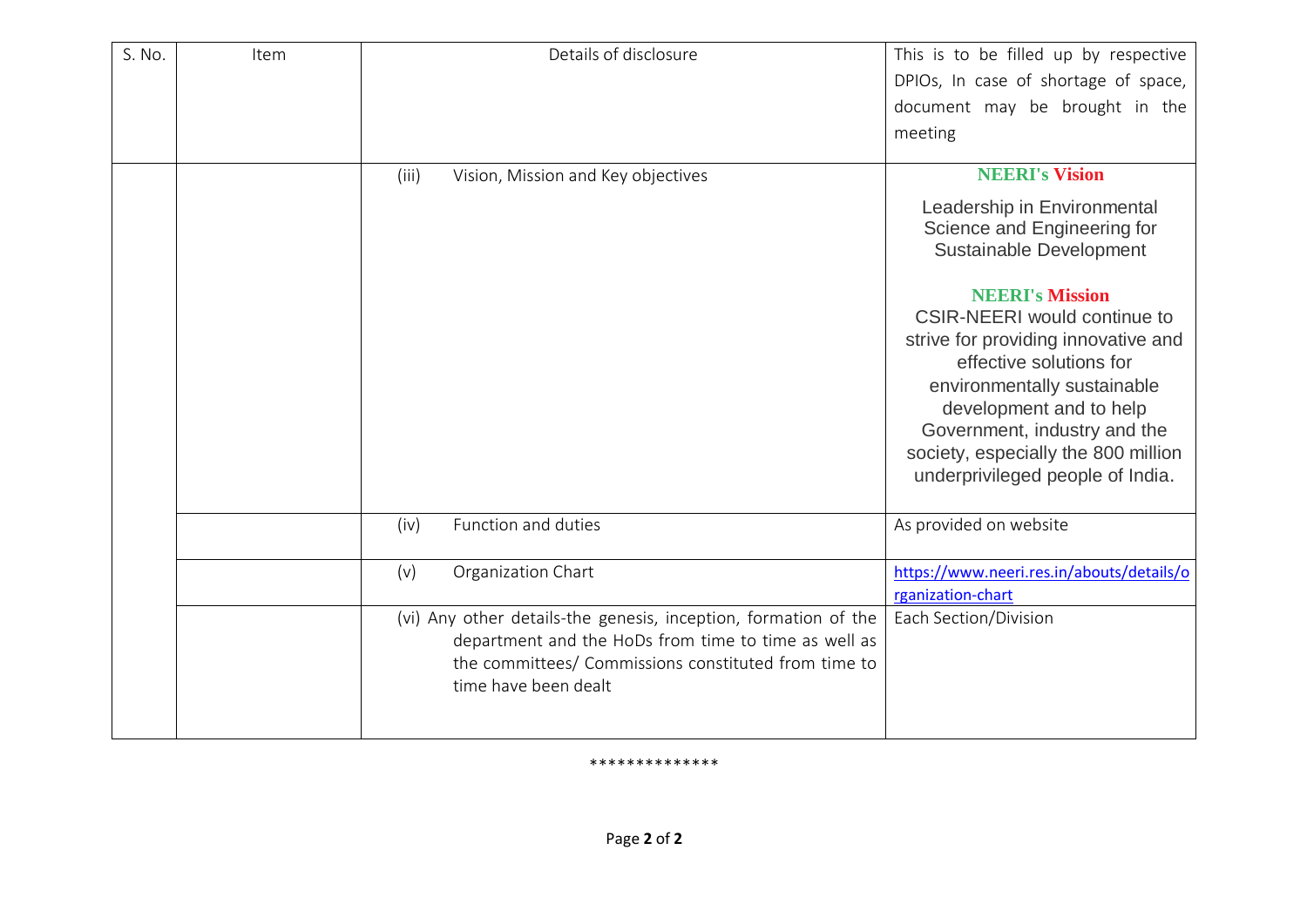| S. No. | Item | Details of disclosure | This is to be filled up by respective DPIOs, In case of shortage of space, document may be brought in the meeting |
|---|---|---|---|
| | | (iii) Vision, Mission and Key objectives | **NEERI's Vision**<br>Leadership in Environmental Science and Engineering for Sustainable Development<br>**NEERI's Mission**<br>CSIR-NEERI would continue to strive for providing innovative and effective solutions for environmentally sustainable development and to help Government, industry and the society, especially the 800 million underprivileged people of India. |
| | | (iv) Function and duties | As provided on website |
| | | (v) Organization Chart | https://www.neeri.res.in/abouts/details/organization-chart |
| | | (vi) Any other details-the genesis, inception, formation of the department and the HoDs from time to time as well as the committees/ Commissions constituted from time to time have been dealt | Each Section/Division |

**************